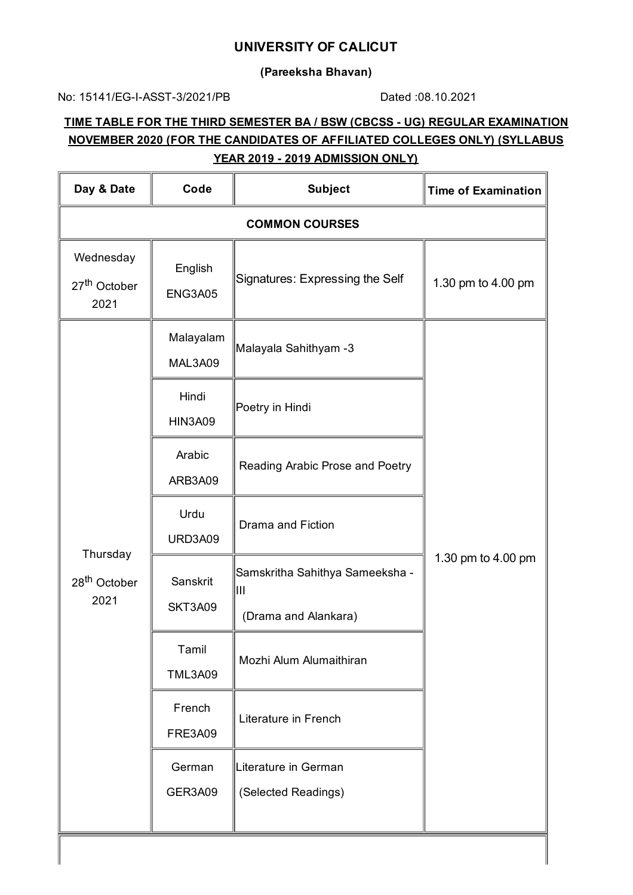# UNIVERSITY OF CALICUT

**(Pareeksha Bhavan)**

No: 15141/EG-I-ASST-3/2021/PB Dated :08.10.2021

**TIME TABLE FOR THE THIRD SEMESTER BA / BSW (CBCSS - UG) REGULAR EXAMINATION NOVEMBER 2020 (FOR THE CANDIDATES OF AFFILIATED COLLEGES ONLY) (SYLLABUS YEAR 2019 - 2019 ADMISSION ONLY)**

| Day & Date | Code | Subject | Time of Examination |
|---|---|---|---|
| **COMMON COURSES** | | | |
| Wednesday 27th October 2021 | English ENG3A05 | Signatures: Expressing the Self | 1.30 pm to 4.00 pm |
| Thursday 28th October 2021 | Malayalam MAL3A09 | Malayala Sahithyam -3 | 1.30 pm to 4.00 pm |
| | Hindi HIN3A09 | Poetry in Hindi | |
| | Arabic ARB3A09 | Reading Arabic Prose and Poetry | |
| | Urdu URD3A09 | Drama and Fiction | |
| | Sanskrit SKT3A09 | Samskritha Sahithya Sameeksha - III (Drama and Alankara) | |
| | Tamil TML3A09 | Mozhi Alum Alumaithiran | |
| | French FRE3A09 | Literature in French | |
| | German GER3A09 | Literature in German (Selected Readings) | |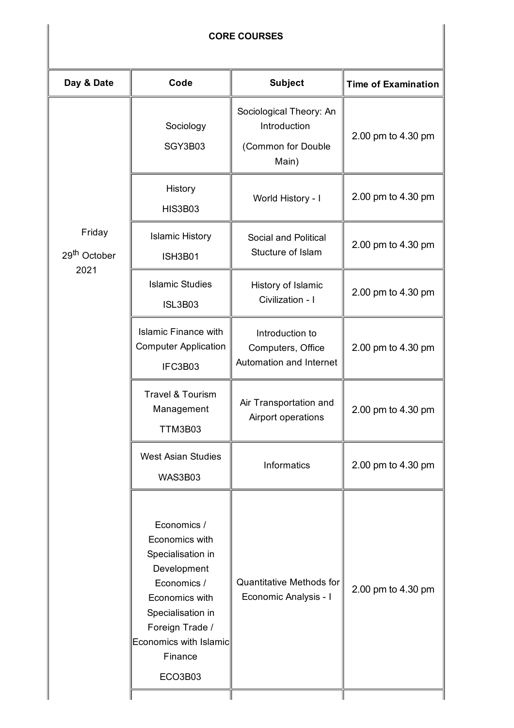**CORE COURSES**

| Day & Date | Code | Subject | Time of Examination |
|---|---|---|---|
| Friday 29th October 2021 | Sociology SGY3B03 | Sociological Theory: An Introduction (Common for Double Main) | 2.00 pm to 4.30 pm |
| | History HIS3B03 | World History - I | 2.00 pm to 4.30 pm |
| | Islamic History ISH3B01 | Social and Political Stucture of Islam | 2.00 pm to 4.30 pm |
| | Islamic Studies ISL3B03 | History of Islamic Civilization - I | 2.00 pm to 4.30 pm |
| | Islamic Finance with Computer Application IFC3B03 | Introduction to Computers, Office Automation and Internet | 2.00 pm to 4.30 pm |
| | Travel & Tourism Management TTM3B03 | Air Transportation and Airport operations | 2.00 pm to 4.30 pm |
| | West Asian Studies WAS3B03 | Informatics | 2.00 pm to 4.30 pm |
| | Economics / Economics with Specialisation in Development Economics / Economics with Specialisation in Foreign Trade / Economics with Islamic Finance ECO3B03 | Quantitative Methods for Economic Analysis - I | 2.00 pm to 4.30 pm |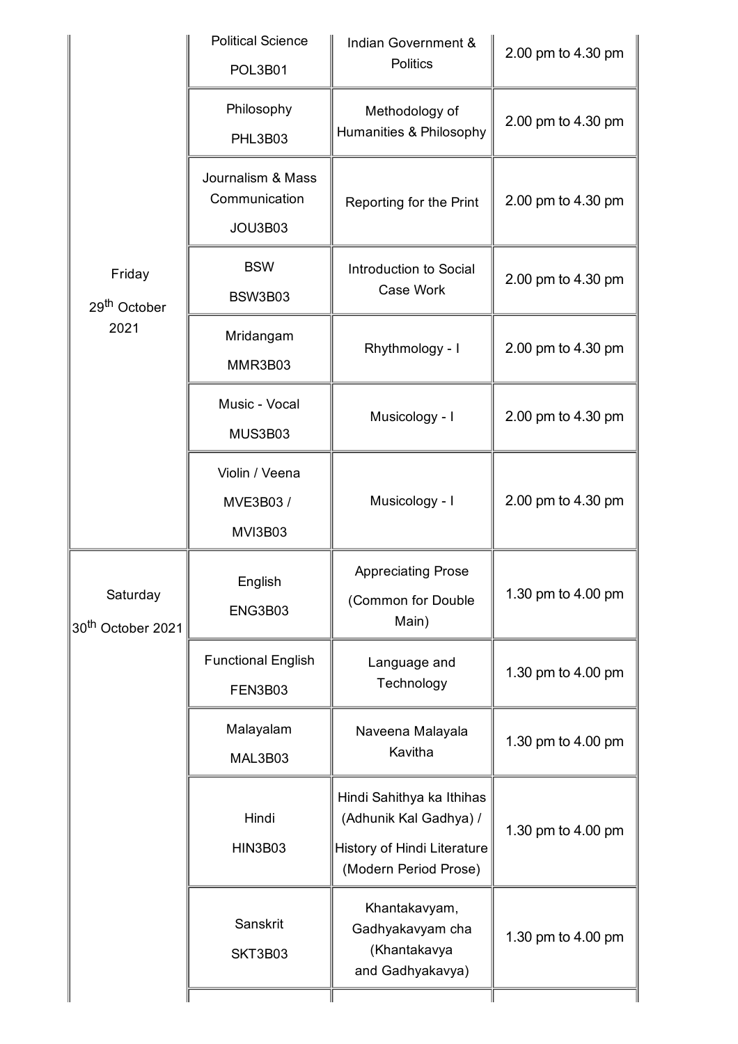| | | | |
|---|---|---|---|
| Friday 29th October 2021 | Political Science POL3B01 | Indian Government & Politics | 2.00 pm to 4.30 pm |
| | Philosophy PHL3B03 | Methodology of Humanities & Philosophy | 2.00 pm to 4.30 pm |
| | Journalism & Mass Communication JOU3B03 | Reporting for the Print | 2.00 pm to 4.30 pm |
| | BSW BSW3B03 | Introduction to Social Case Work | 2.00 pm to 4.30 pm |
| | Mridangam MMR3B03 | Rhythmology - I | 2.00 pm to 4.30 pm |
| | Music - Vocal MUS3B03 | Musicology - I | 2.00 pm to 4.30 pm |
| | Violin / Veena MVE3B03 / MVI3B03 | Musicology - I | 2.00 pm to 4.30 pm |
| Saturday 30th October 2021 | English ENG3B03 | Appreciating Prose (Common for Double Main) | 1.30 pm to 4.00 pm |
| | Functional English FEN3B03 | Language and Technology | 1.30 pm to 4.00 pm |
| | Malayalam MAL3B03 | Naveena Malayala Kavitha | 1.30 pm to 4.00 pm |
| | Hindi HIN3B03 | Hindi Sahithya ka Ithihas (Adhunik Kal Gadhya) / History of Hindi Literature (Modern Period Prose) | 1.30 pm to 4.00 pm |
| | Sanskrit SKT3B03 | Khantakavyam, Gadhyakavyam cha (Khantakavya and Gadhyakavya) | 1.30 pm to 4.00 pm |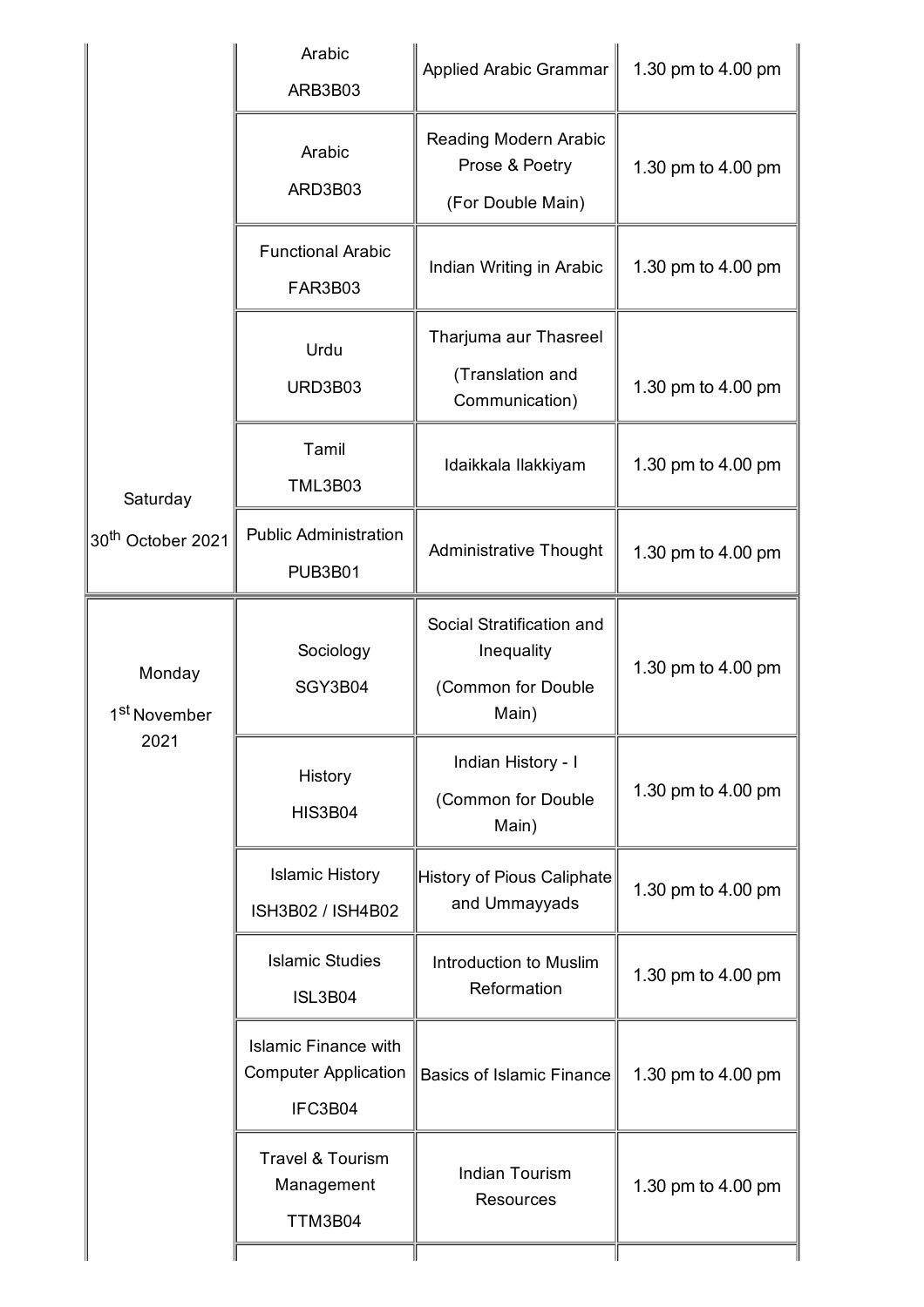| | | | |
|---|---|---|---|
| Saturday 30th October 2021 | Arabic ARB3B03 | Applied Arabic Grammar | 1.30 pm to 4.00 pm |
| | Arabic ARD3B03 | Reading Modern Arabic Prose & Poetry (For Double Main) | 1.30 pm to 4.00 pm |
| | Functional Arabic FAR3B03 | Indian Writing in Arabic | 1.30 pm to 4.00 pm |
| | Urdu URD3B03 | Tharjuma aur Thasreel (Translation and Communication) | 1.30 pm to 4.00 pm |
| | Tamil TML3B03 | Idaikkala Ilakkiyam | 1.30 pm to 4.00 pm |
| | Public Administration PUB3B01 | Administrative Thought | 1.30 pm to 4.00 pm |
| Monday 1st November 2021 | Sociology SGY3B04 | Social Stratification and Inequality (Common for Double Main) | 1.30 pm to 4.00 pm |
| | History HIS3B04 | Indian History - I (Common for Double Main) | 1.30 pm to 4.00 pm |
| | Islamic History ISH3B02 / ISH4B02 | History of Pious Caliphate and Ummayyads | 1.30 pm to 4.00 pm |
| | Islamic Studies ISL3B04 | Introduction to Muslim Reformation | 1.30 pm to 4.00 pm |
| | Islamic Finance with Computer Application IFC3B04 | Basics of Islamic Finance | 1.30 pm to 4.00 pm |
| | Travel & Tourism Management TTM3B04 | Indian Tourism Resources | 1.30 pm to 4.00 pm |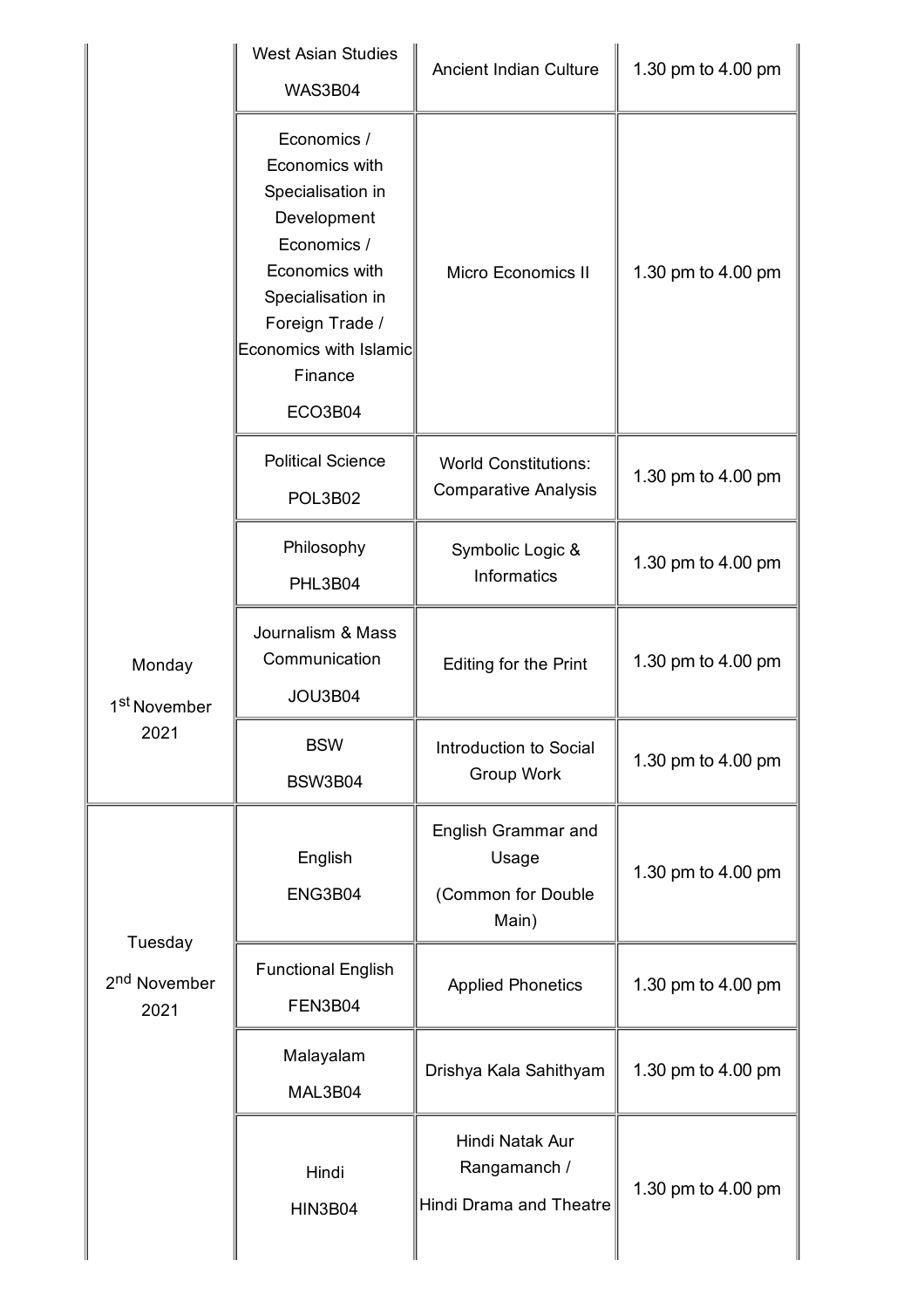| | | | |
|---|---|---|---|
| | West Asian Studies<br>WAS3B04 | Ancient Indian Culture | 1.30 pm to 4.00 pm |
| | Economics / Economics with Specialisation in Development Economics / Economics with Specialisation in Foreign Trade / Economics with Islamic Finance<br>ECO3B04 | Micro Economics II | 1.30 pm to 4.00 pm |
| | Political Science<br>POL3B02 | World Constitutions: Comparative Analysis | 1.30 pm to 4.00 pm |
| | Philosophy<br>PHL3B04 | Symbolic Logic & Informatics | 1.30 pm to 4.00 pm |
| Monday<br>1st November 2021 | Journalism & Mass Communication<br>JOU3B04 | Editing for the Print | 1.30 pm to 4.00 pm |
| | BSW<br>BSW3B04 | Introduction to Social Group Work | 1.30 pm to 4.00 pm |
| Tuesday<br>2nd November 2021 | English<br>ENG3B04 | English Grammar and Usage<br>(Common for Double Main) | 1.30 pm to 4.00 pm |
| | Functional English<br>FEN3B04 | Applied Phonetics | 1.30 pm to 4.00 pm |
| | Malayalam<br>MAL3B04 | Drishya Kala Sahithyam | 1.30 pm to 4.00 pm |
| | Hindi<br>HIN3B04 | Hindi Natak Aur Rangamanch /<br>Hindi Drama and Theatre | 1.30 pm to 4.00 pm |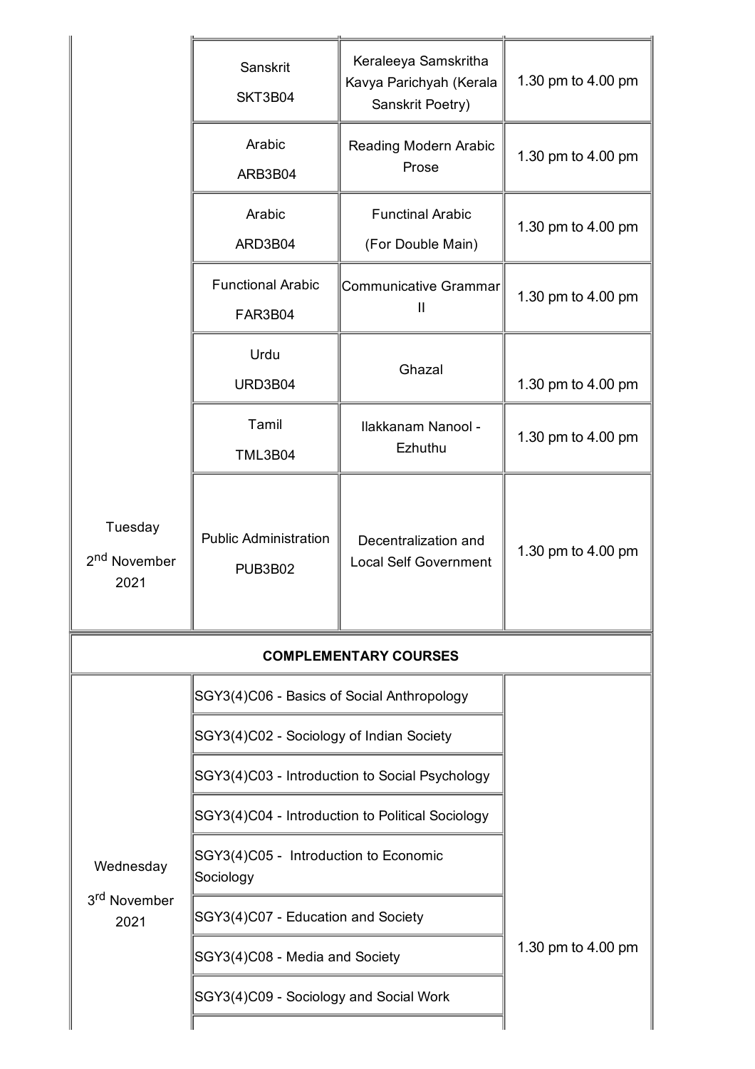| | | | |
|---|---|---|---|
| | Sanskrit SKT3B04 | Keraleeya Samskritha Kavya Parichyah (Kerala Sanskrit Poetry) | 1.30 pm to 4.00 pm |
| | Arabic ARB3B04 | Reading Modern Arabic Prose | 1.30 pm to 4.00 pm |
| | Arabic ARD3B04 | Functinal Arabic (For Double Main) | 1.30 pm to 4.00 pm |
| | Functional Arabic FAR3B04 | Communicative Grammar II | 1.30 pm to 4.00 pm |
| | Urdu URD3B04 | Ghazal | 1.30 pm to 4.00 pm |
| | Tamil TML3B04 | Ilakkanam Nanool - Ezhuthu | 1.30 pm to 4.00 pm |
| Tuesday 2nd November 2021 | Public Administration PUB3B02 | Decentralization and Local Self Government | 1.30 pm to 4.00 pm |
| **COMPLEMENTARY COURSES** | | | |
| Wednesday 3rd November 2021 | SGY3(4)C06 - Basics of Social Anthropology | | 1.30 pm to 4.00 pm |
| | SGY3(4)C02 - Sociology of Indian Society | | |
| | SGY3(4)C03 - Introduction to Social Psychology | | |
| | SGY3(4)C04 - Introduction to Political Sociology | | |
| | SGY3(4)C05 - Introduction to Economic Sociology | | |
| | SGY3(4)C07 - Education and Society | | |
| | SGY3(4)C08 - Media and Society | | |
| | SGY3(4)C09 - Sociology and Social Work | | |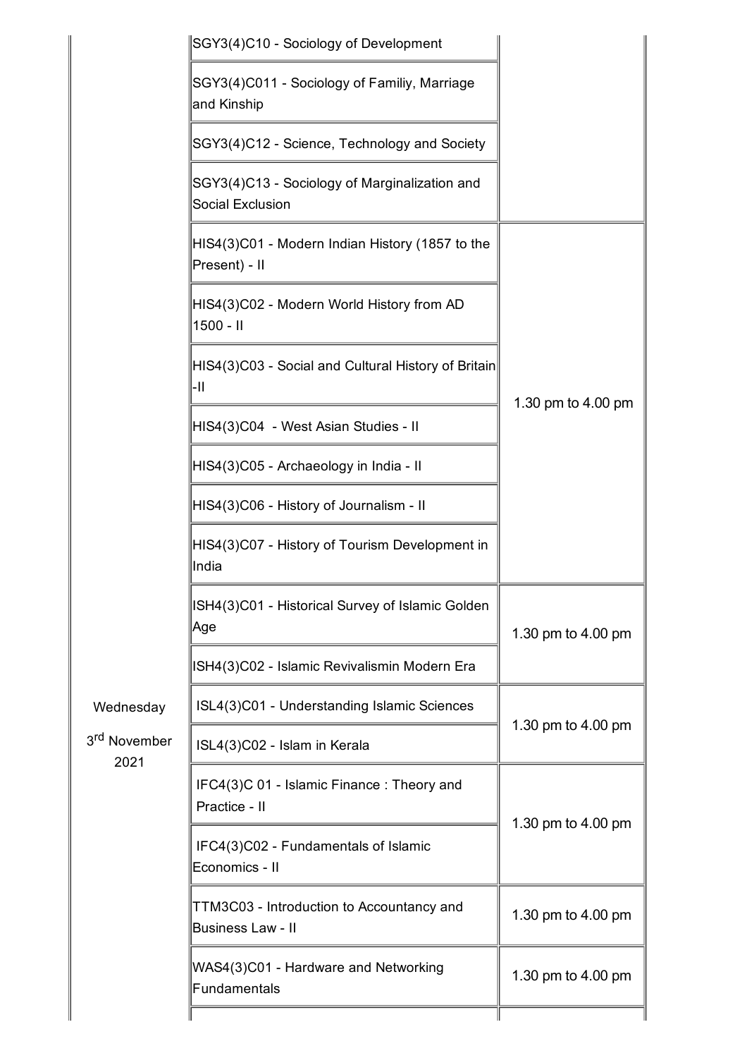| | | |
|---|---|---|
| | SGY3(4)C10 - Sociology of Development | |
| | SGY3(4)C011 - Sociology of Familiy, Marriage and Kinship | |
| | SGY3(4)C12 - Science, Technology and Society | |
| | SGY3(4)C13 - Sociology of Marginalization and Social Exclusion | |
| | HIS4(3)C01 - Modern Indian History (1857 to the Present) - II | 1.30 pm to 4.00 pm |
| | HIS4(3)C02 - Modern World History from AD 1500 - II | |
| | HIS4(3)C03 - Social and Cultural History of Britain -II | |
| | HIS4(3)C04 - West Asian Studies - II | |
| | HIS4(3)C05 - Archaeology in India - II | |
| | HIS4(3)C06 - History of Journalism - II | |
| | HIS4(3)C07 - History of Tourism Development in India | |
| Wednesday 3rd November 2021 | ISH4(3)C01 - Historical Survey of Islamic Golden Age | 1.30 pm to 4.00 pm |
| | ISH4(3)C02 - Islamic Revivalismin Modern Era | |
| | ISL4(3)C01 - Understanding Islamic Sciences | 1.30 pm to 4.00 pm |
| | ISL4(3)C02 - Islam in Kerala | |
| | IFC4(3)C 01 - Islamic Finance : Theory and Practice - II | 1.30 pm to 4.00 pm |
| | IFC4(3)C02 - Fundamentals of Islamic Economics - II | |
| | TTM3C03 - Introduction to Accountancy and Business Law - II | 1.30 pm to 4.00 pm |
| | WAS4(3)C01 - Hardware and Networking Fundamentals | 1.30 pm to 4.00 pm |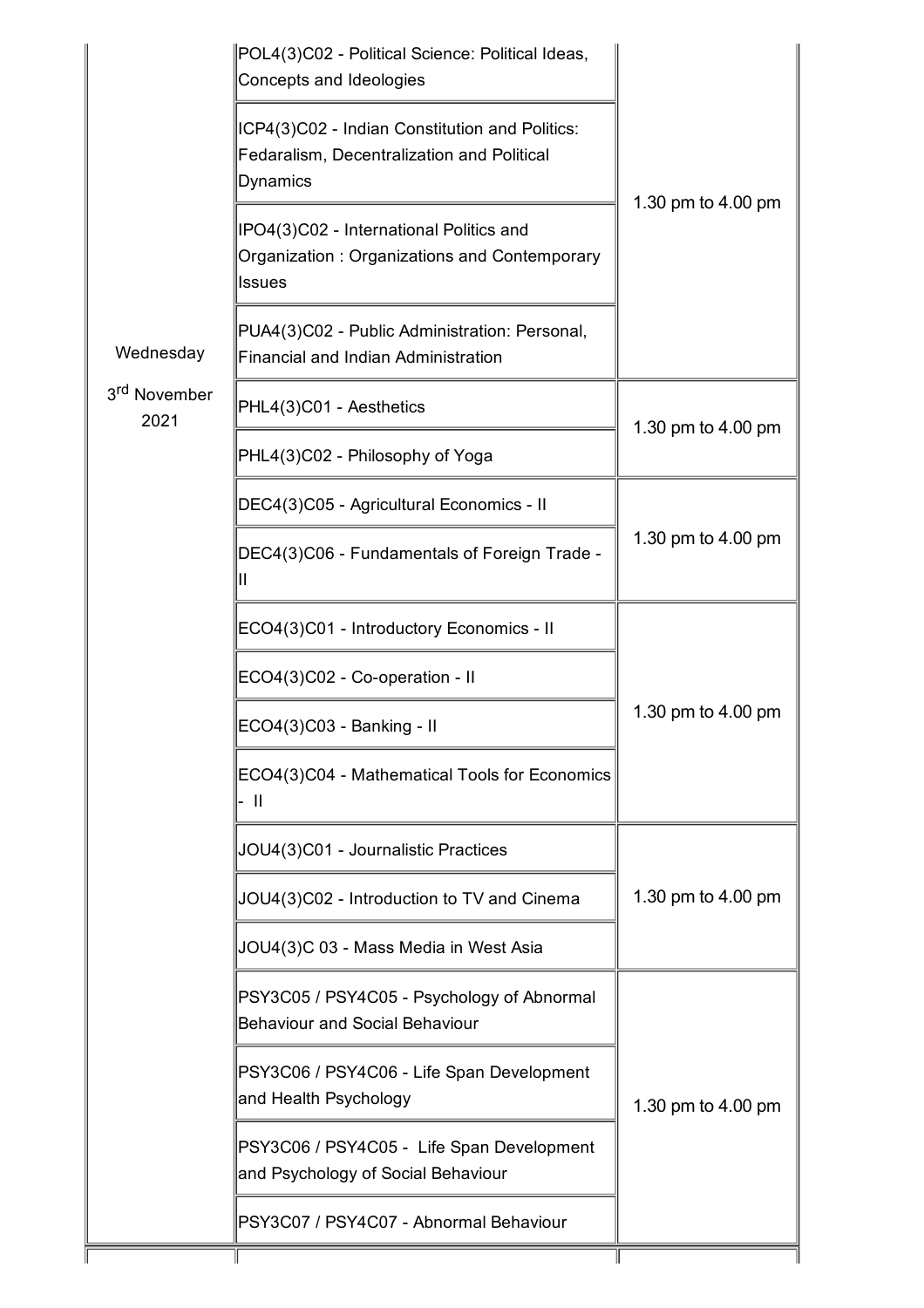| | | |
|---|---|---|
| Wednesday 3rd November 2021 | POL4(3)C02 - Political Science: Political Ideas, Concepts and Ideologies | 1.30 pm to 4.00 pm |
| | ICP4(3)C02 - Indian Constitution and Politics: Fedaralism, Decentralization and Political Dynamics | |
| | IPO4(3)C02 - International Politics and Organization : Organizations and Contemporary Issues | |
| | PUA4(3)C02 - Public Administration: Personal, Financial and Indian Administration | |
| | PHL4(3)C01 - Aesthetics | 1.30 pm to 4.00 pm |
| | PHL4(3)C02 - Philosophy of Yoga | |
| | DEC4(3)C05 - Agricultural Economics - II | 1.30 pm to 4.00 pm |
| | DEC4(3)C06 - Fundamentals of Foreign Trade - II | |
| | ECO4(3)C01 - Introductory Economics - II | 1.30 pm to 4.00 pm |
| | ECO4(3)C02 - Co-operation - II | |
| | ECO4(3)C03 - Banking - II | |
| | ECO4(3)C04 - Mathematical Tools for Economics - II | |
| | JOU4(3)C01 - Journalistic Practices | 1.30 pm to 4.00 pm |
| | JOU4(3)C02 - Introduction to TV and Cinema | |
| | JOU4(3)C 03 - Mass Media in West Asia | |
| | PSY3C05 / PSY4C05 - Psychology of Abnormal Behaviour and Social Behaviour | 1.30 pm to 4.00 pm |
| | PSY3C06 / PSY4C06 - Life Span Development and Health Psychology | |
| | PSY3C06 / PSY4C05 - Life Span Development and Psychology of Social Behaviour | |
| | PSY3C07 / PSY4C07 - Abnormal Behaviour | |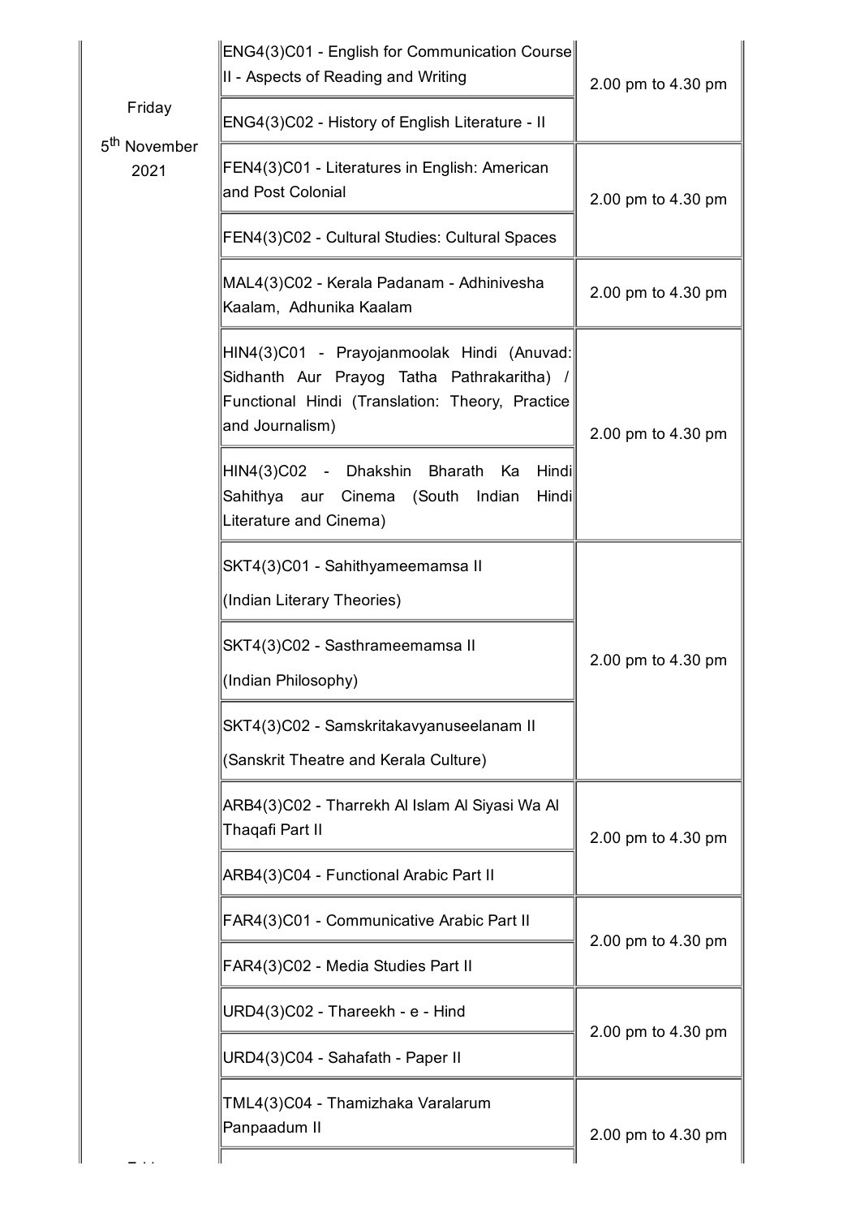| | | |
|---|---|---|
| Friday 5th November 2021 | ENG4(3)C01 - English for Communication Course II - Aspects of Reading and Writing | 2.00 pm to 4.30 pm |
| | ENG4(3)C02 - History of English Literature - II | |
| | FEN4(3)C01 - Literatures in English: American and Post Colonial | 2.00 pm to 4.30 pm |
| | FEN4(3)C02 - Cultural Studies: Cultural Spaces | |
| | MAL4(3)C02 - Kerala Padanam - Adhinivesha Kaalam, Adhunika Kaalam | 2.00 pm to 4.30 pm |
| | HIN4(3)C01 - Prayojanmoolak Hindi (Anuvad: Sidhanth Aur Prayog Tatha Pathrakaritha) / Functional Hindi (Translation: Theory, Practice and Journalism) | 2.00 pm to 4.30 pm |
| | HIN4(3)C02 - Dhakshin Bharath Ka Hindi Sahithya aur Cinema (South Indian Hindi Literature and Cinema) | |
| | SKT4(3)C01 - Sahithyameemamsa II (Indian Literary Theories) | 2.00 pm to 4.30 pm |
| | SKT4(3)C02 - Sasthrameemamsa II (Indian Philosophy) | |
| | SKT4(3)C02 - Samskritakavyanuseelanam II (Sanskrit Theatre and Kerala Culture) | |
| | ARB4(3)C02 - Tharrekh Al Islam Al Siyasi Wa Al Thaqafi Part II | 2.00 pm to 4.30 pm |
| | ARB4(3)C04 - Functional Arabic Part II | |
| | FAR4(3)C01 - Communicative Arabic Part II | 2.00 pm to 4.30 pm |
| | FAR4(3)C02 - Media Studies Part II | |
| | URD4(3)C02 - Thareekh - e - Hind | 2.00 pm to 4.30 pm |
| | URD4(3)C04 - Sahafath - Paper II | |
| | TML4(3)C04 - Thamizhaka Varalarum Panpaadum II | 2.00 pm to 4.30 pm |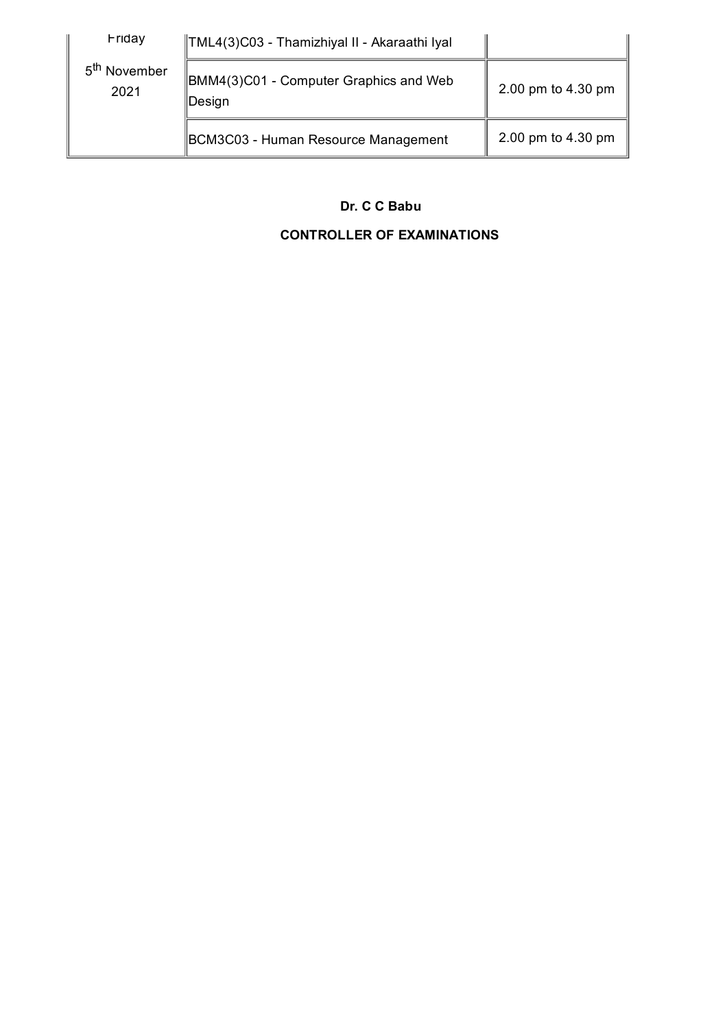| | | |
|---|---|---|
| Friday | TML4(3)C03 - Thamizhiyal II - Akaraathi Iyal | |
| 5th November 2021 | BMM4(3)C01 - Computer Graphics and Web Design | 2.00 pm to 4.30 pm |
| | BCM3C03 - Human Resource Management | 2.00 pm to 4.30 pm |

**Dr. C C Babu**

**CONTROLLER OF EXAMINATIONS**